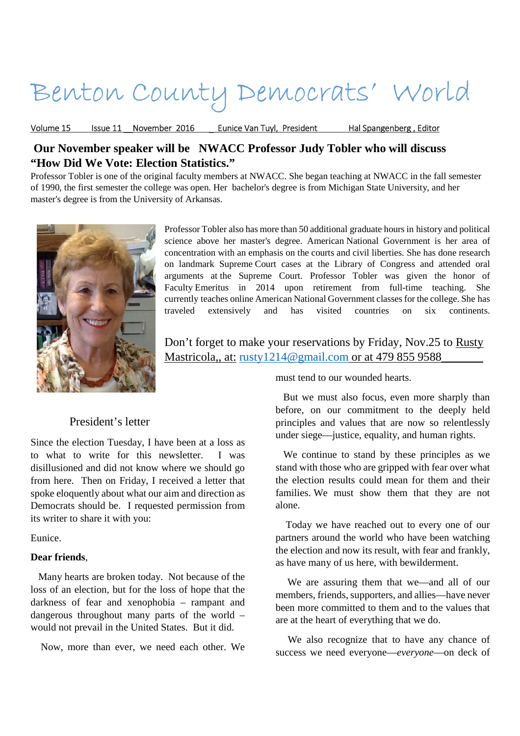# Benton County Democrats' World

Volume 15 Issue 11 November 2016 Eunice Van Tuyl, President Hal Spangenberg , Editor

## Our November speaker will be NWACC Professor Judy Tobler who will discuss "How Did We Vote: Election Statistics."

Professor Tobler is one of the original faculty members at NWACC. She began teaching at NWACC in the fall semester of 1990, the first semester the college was open. Her bachelor's degree is from Michigan State University, and her master's degree is from the University of Arkansas.

Professor Tobler also has more than 50 additional graduate hours in history and political science above her master's degree. American National Government is her area of concentration with an emphasis on the courts and civil liberties. She has done research on landmark Supreme Court cases at the Library of Congress and attended oral arguments at the Supreme Court. Professor Tobler was given the honor of Faculty Emeritus in 2014 upon retirement from full-time teaching. She currently teaches online American National Government classes for the college. She has traveled extensively and has visited countries on six continents.

Don't forget to make your reservations by Friday, Nov.25 to Rusty Mastricola,, at: rusty1214@gmail.com or at 479 855 9588

### President's letter

Since the election Tuesday, I have been at a loss as to what to write for this newsletter. I was disillusioned and did not know where we should go from here. Then on Friday, I received a letter that spoke eloquently about what our aim and direction as Democrats should be. I requested permission from its writer to share it with you:

Eunice.

**Dear friends**,

Many hearts are broken today. Not because of the loss of an election, but for the loss of hope that the darkness of fear and xenophobia – rampant and dangerous throughout many parts of the world – would not prevail in the United States. But it did.

Now, more than ever, we need each other. We must tend to our wounded hearts.

But we must also focus, even more sharply than before, on our commitment to the deeply held principles and values that are now so relentlessly under siege—justice, equality, and human rights.

We continue to stand by these principles as we stand with those who are gripped with fear over what the election results could mean for them and their families. We must show them that they are not alone.

Today we have reached out to every one of our partners around the world who have been watching the election and now its result, with fear and frankly, as have many of us here, with bewilderment.

We are assuring them that we—and all of our members, friends, supporters, and allies—have never been more committed to them and to the values that are at the heart of everything that we do.

We also recognize that to have any chance of success we need everyone—*everyone*—on deck of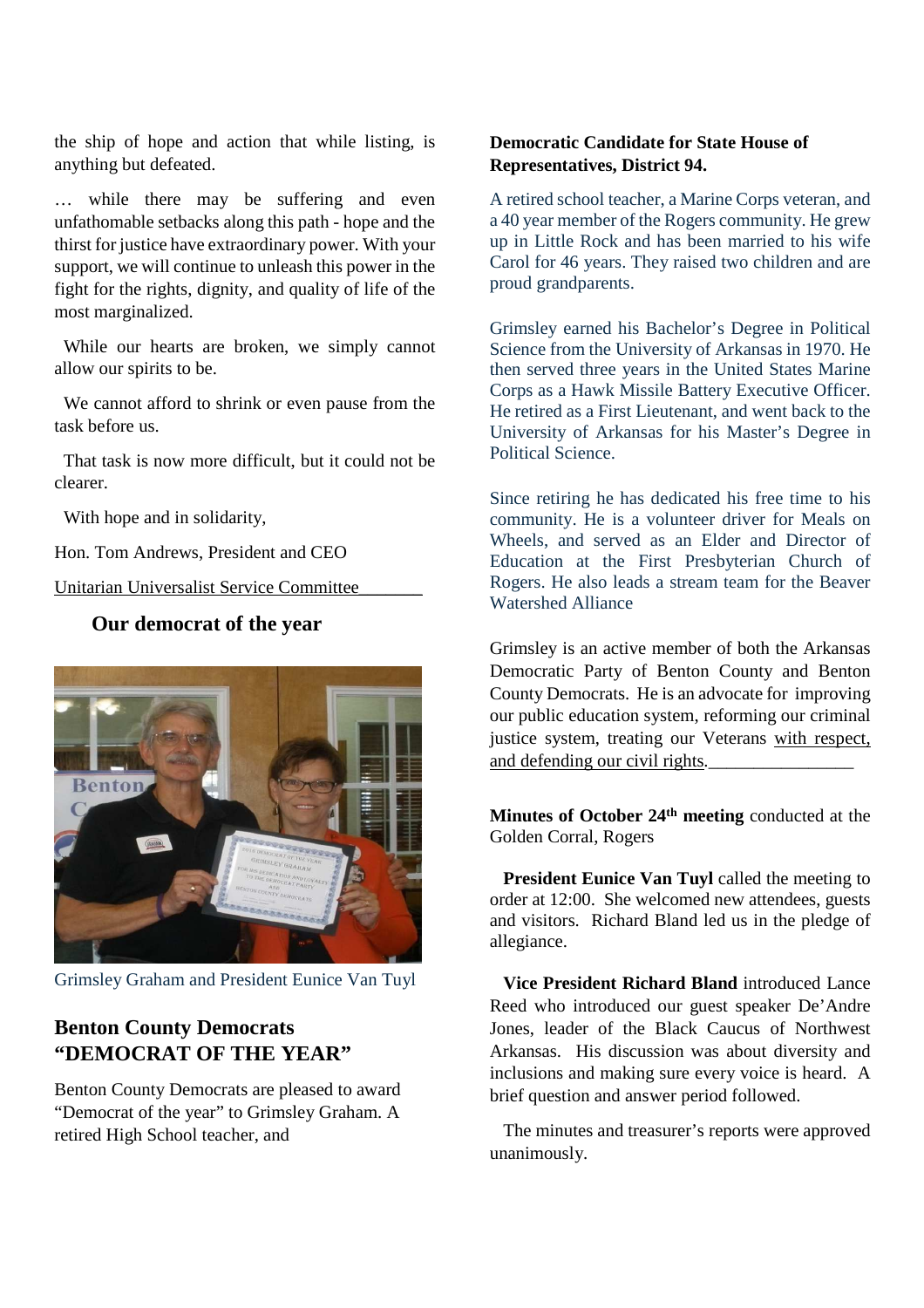the ship of hope and action that while listing, is anything but defeated.

… while there may be suffering and even unfathomable setbacks along this path - hope and the thirst for justice have extraordinary power. With your support, we will continue to unleash this power in the fight for the rights, dignity, and quality of life of the most marginalized.

While our hearts are broken, we simply cannot allow our spirits to be.

We cannot afford to shrink or even pause from the task before us.

That task is now more difficult, but it could not be clearer.

With hope and in solidarity,

Hon. Tom Andrews, President and CEO

Unitarian Universalist Service Committee

## Our democrat of the year

Grimsley Graham and President Eunice Van Tuyl

## Benton County Democrats "DEMOCRAT OF THE YEAR"

Benton County Democrats are pleased to award "Democrat of the year" to Grimsley Graham. A retired High School teacher, and

**Democratic Candidate for State House of Representatives, District 94.**

A retired school teacher, a Marine Corps veteran, and a 40 year member of the Rogers community. He grew up in Little Rock and has been married to his wife Carol for 46 years. They raised two children and are proud grandparents.

Grimsley earned his Bachelor's Degree in Political Science from the University of Arkansas in 1970. He then served three years in the United States Marine Corps as a Hawk Missile Battery Executive Officer. He retired as a First Lieutenant, and went back to the University of Arkansas for his Master's Degree in Political Science.

Since retiring he has dedicated his free time to his community. He is a volunteer driver for Meals on Wheels, and served as an Elder and Director of Education at the First Presbyterian Church of Rogers. He also leads a stream team for the Beaver Watershed Alliance

Grimsley is an active member of both the Arkansas Democratic Party of Benton County and Benton County Democrats. He is an advocate for improving our public education system, reforming our criminal justice system, treating our Veterans with respect, and defending our civil rights.

**Minutes of October 24th meeting** conducted at the Golden Corral, Rogers

**President Eunice Van Tuyl** called the meeting to order at 12:00. She welcomed new attendees, guests and visitors. Richard Bland led us in the pledge of allegiance.

**Vice President Richard Bland** introduced Lance Reed who introduced our guest speaker De'Andre Jones, leader of the Black Caucus of Northwest Arkansas. His discussion was about diversity and inclusions and making sure every voice is heard. A brief question and answer period followed.

The minutes and treasurer's reports were approved unanimously.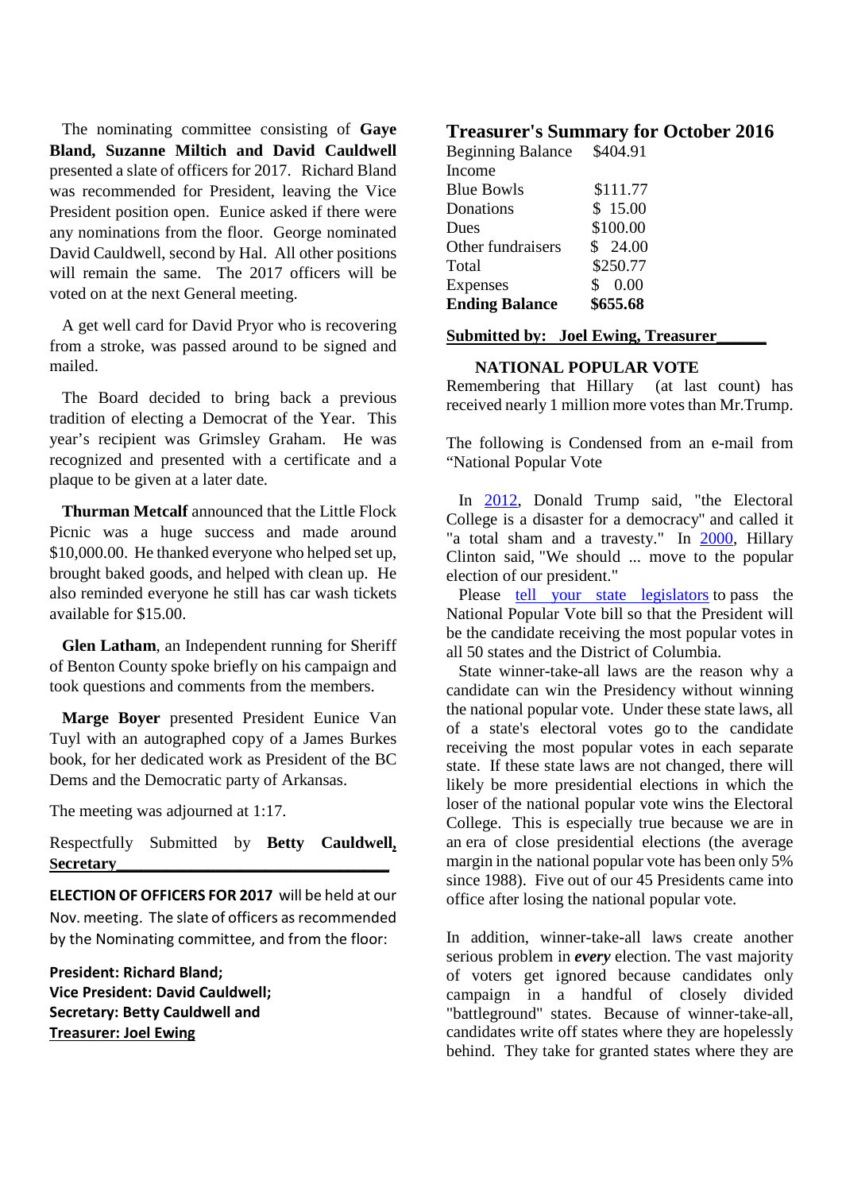The nominating committee consisting of **Gaye Bland, Suzanne Miltich and David Cauldwell** presented a slate of officers for 2017. Richard Bland was recommended for President, leaving the Vice President position open. Eunice asked if there were any nominations from the floor. George nominated David Cauldwell, second by Hal. All other positions will remain the same. The 2017 officers will be voted on at the next General meeting.

A get well card for David Pryor who is recovering from a stroke, was passed around to be signed and mailed.

The Board decided to bring back a previous tradition of electing a Democrat of the Year. This year's recipient was Grimsley Graham. He was recognized and presented with a certificate and a plaque to be given at a later date.

**Thurman Metcalf** announced that the Little Flock Picnic was a huge success and made around $10,000.00. He thanked everyone who helped set up, brought baked goods, and helped with clean up. He also reminded everyone he still has car wash tickets available for $15.00.

**Glen Latham**, an Independent running for Sheriff of Benton County spoke briefly on his campaign and took questions and comments from the members.

**Marge Boyer** presented President Eunice Van Tuyl with an autographed copy of a James Burkes book, for her dedicated work as President of the BC Dems and the Democratic party of Arkansas.

The meeting was adjourned at 1:17.

Respectfully Submitted by **Betty Cauldwell, Secretary**

**ELECTION OF OFFICERS FOR 2017** will be held at our Nov. meeting. The slate of officers as recommended by the Nominating committee, and from the floor:

**President: Richard Bland;**
**Vice President: David Cauldwell;**
**Secretary: Betty Cauldwell and**
**Treasurer: Joel Ewing**

## Treasurer's Summary for October 2016

| | |
|---|---|
| Beginning Balance | $404.91 |
| Income | |
| Blue Bowls | $111.77 |
| Donations | $ 15.00 |
| Dues | $100.00 |
| Other fundraisers | $ 24.00 |
| Total | $250.77 |
| Expenses | $ 0.00 |
| **Ending Balance** | **$655.68** |

**Submitted by: Joel Ewing, Treasurer**

### NATIONAL POPULAR VOTE

Remembering that Hillary (at last count) has received nearly 1 million more votes than Mr.Trump.

The following is Condensed from an e-mail from "National Popular Vote

In 2012, Donald Trump said, "the Electoral College is a disaster for a democracy" and called it "a total sham and a travesty." In 2000, Hillary Clinton said, "We should ... move to the popular election of our president."

Please tell your state legislators to pass the National Popular Vote bill so that the President will be the candidate receiving the most popular votes in all 50 states and the District of Columbia.

State winner-take-all laws are the reason why a candidate can win the Presidency without winning the national popular vote. Under these state laws, all of a state's electoral votes go to the candidate receiving the most popular votes in each separate state. If these state laws are not changed, there will likely be more presidential elections in which the loser of the national popular vote wins the Electoral College. This is especially true because we are in an era of close presidential elections (the average margin in the national popular vote has been only 5% since 1988). Five out of our 45 Presidents came into office after losing the national popular vote.

In addition, winner-take-all laws create another serious problem in ***every*** election. The vast majority of voters get ignored because candidates only campaign in a handful of closely divided "battleground" states. Because of winner-take-all, candidates write off states where they are hopelessly behind. They take for granted states where they are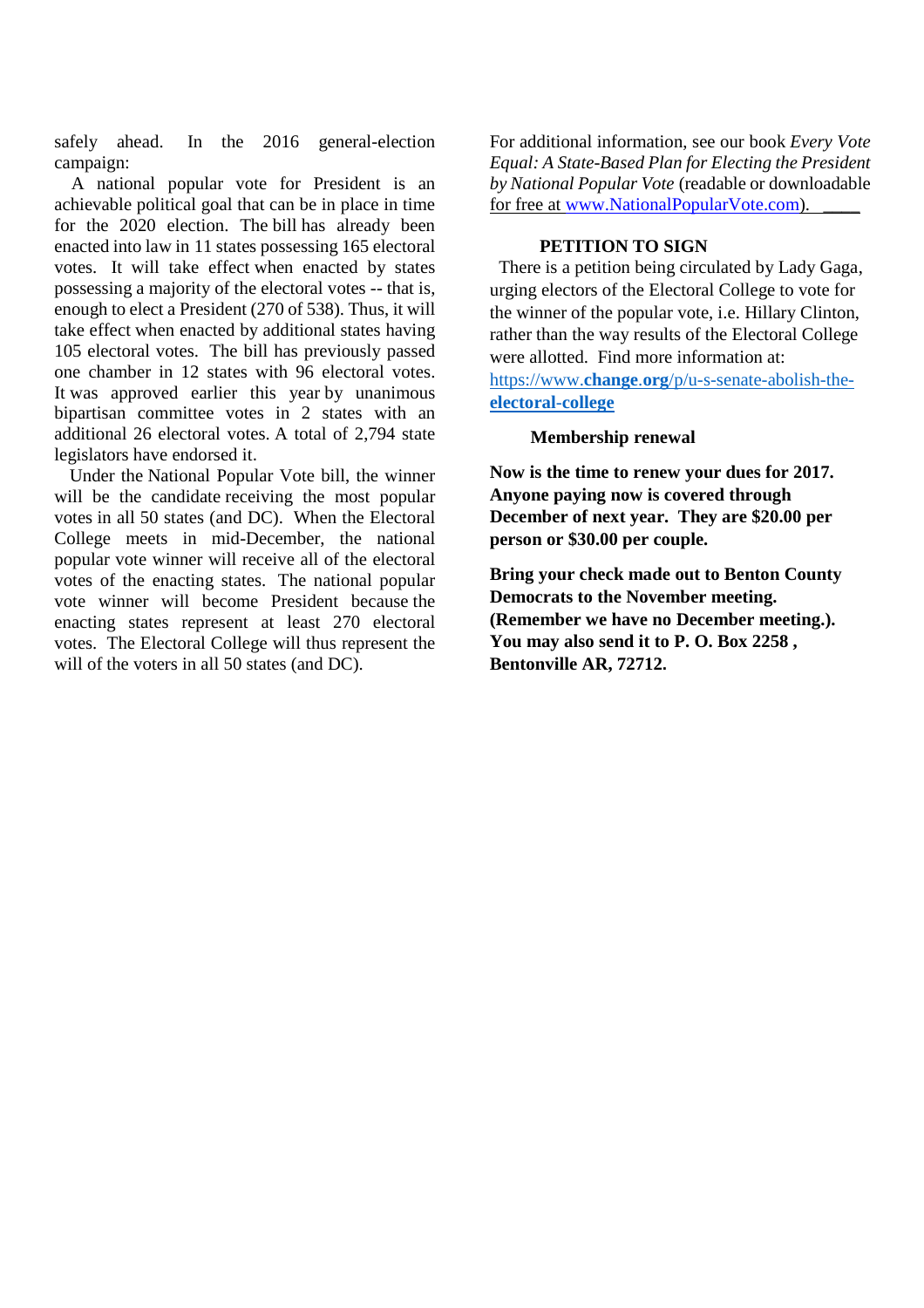safely ahead. In the 2016 general-election campaign:

A national popular vote for President is an achievable political goal that can be in place in time for the 2020 election. The bill has already been enacted into law in 11 states possessing 165 electoral votes. It will take effect when enacted by states possessing a majority of the electoral votes -- that is, enough to elect a President (270 of 538). Thus, it will take effect when enacted by additional states having 105 electoral votes. The bill has previously passed one chamber in 12 states with 96 electoral votes. It was approved earlier this year by unanimous bipartisan committee votes in 2 states with an additional 26 electoral votes. A total of 2,794 state legislators have endorsed it.

Under the National Popular Vote bill, the winner will be the candidate receiving the most popular votes in all 50 states (and DC). When the Electoral College meets in mid-December, the national popular vote winner will receive all of the electoral votes of the enacting states. The national popular vote winner will become President because the enacting states represent at least 270 electoral votes. The Electoral College will thus represent the will of the voters in all 50 states (and DC).

For additional information, see our book *Every Vote Equal: A State-Based Plan for Electing the President by National Popular Vote* (readable or downloadable for free at www.NationalPopularVote.com). ____

### PETITION TO SIGN

There is a petition being circulated by Lady Gaga, urging electors of the Electoral College to vote for the winner of the popular vote, i.e. Hillary Clinton, rather than the way results of the Electoral College were allotted. Find more information at: https://www.**change**.**org**/p/u-s-senate-abolish-the-**electoral-college**

### Membership renewal

**Now is the time to renew your dues for 2017. Anyone paying now is covered through December of next year. They are $20.00 per person or $30.00 per couple.**

**Bring your check made out to Benton County Democrats to the November meeting. (Remember we have no December meeting.). You may also send it to P. O. Box 2258 , Bentonville AR, 72712.**